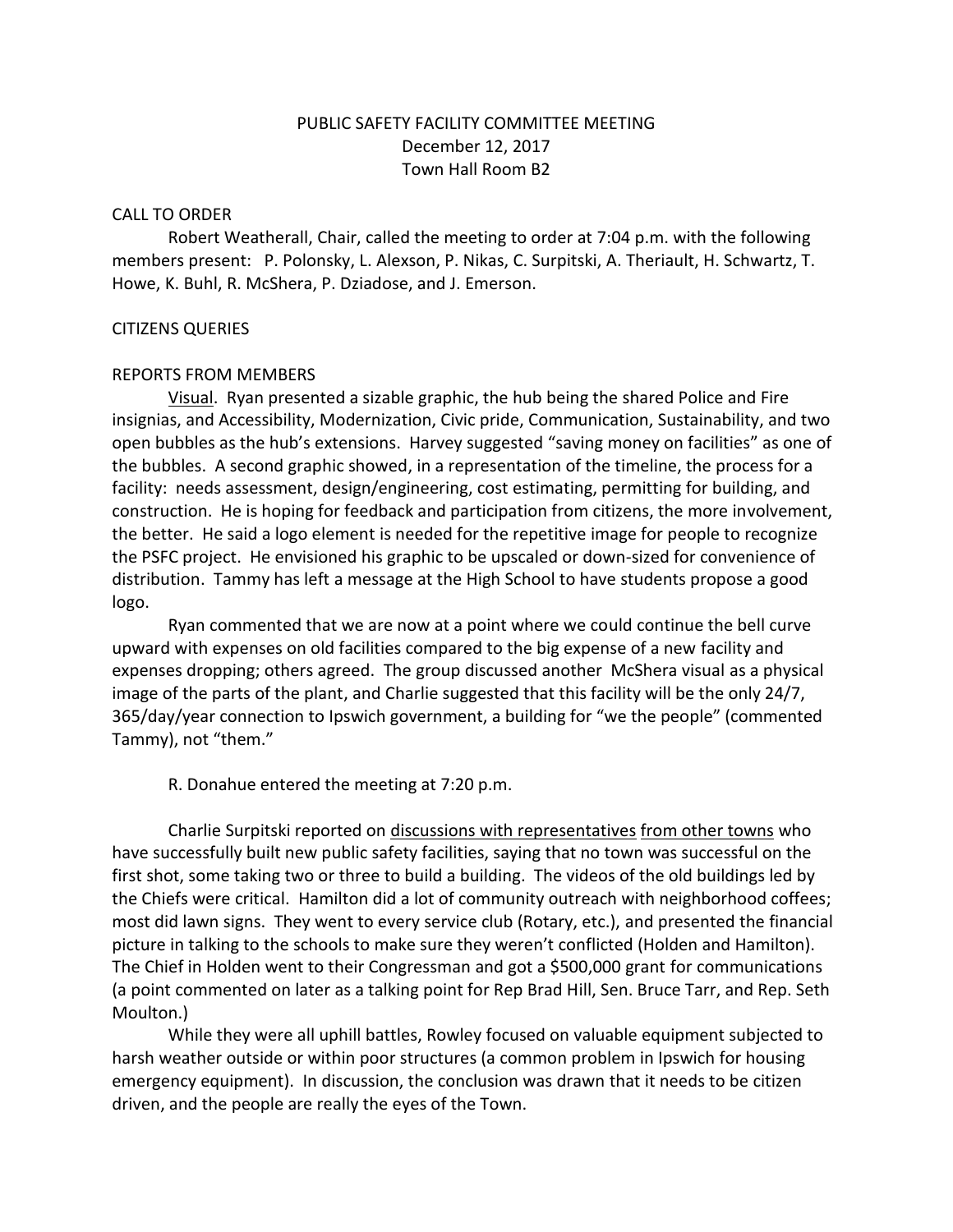PUBLIC SAFETY FACILITY COMMITTEE MEETING
December 12, 2017
Town Hall Room B2

CALL TO ORDER

Robert Weatherall, Chair, called the meeting to order at 7:04 p.m. with the following members present: P. Polonsky, L. Alexson, P. Nikas, C. Surpitski, A. Theriault, H. Schwartz, T. Howe, K. Buhl, R. McShera, P. Dziadose, and J. Emerson.

CITIZENS QUERIES

REPORTS FROM MEMBERS

Visual. Ryan presented a sizable graphic, the hub being the shared Police and Fire insignias, and Accessibility, Modernization, Civic pride, Communication, Sustainability, and two open bubbles as the hub's extensions. Harvey suggested "saving money on facilities" as one of the bubbles. A second graphic showed, in a representation of the timeline, the process for a facility: needs assessment, design/engineering, cost estimating, permitting for building, and construction. He is hoping for feedback and participation from citizens, the more involvement, the better. He said a logo element is needed for the repetitive image for people to recognize the PSFC project. He envisioned his graphic to be upscaled or down-sized for convenience of distribution. Tammy has left a message at the High School to have students propose a good logo.

Ryan commented that we are now at a point where we could continue the bell curve upward with expenses on old facilities compared to the big expense of a new facility and expenses dropping; others agreed. The group discussed another McShera visual as a physical image of the parts of the plant, and Charlie suggested that this facility will be the only 24/7, 365/day/year connection to Ipswich government, a building for "we the people" (commented Tammy), not "them."

R. Donahue entered the meeting at 7:20 p.m.

Charlie Surpitski reported on discussions with representatives from other towns who have successfully built new public safety facilities, saying that no town was successful on the first shot, some taking two or three to build a building. The videos of the old buildings led by the Chiefs were critical. Hamilton did a lot of community outreach with neighborhood coffees; most did lawn signs. They went to every service club (Rotary, etc.), and presented the financial picture in talking to the schools to make sure they weren't conflicted (Holden and Hamilton). The Chief in Holden went to their Congressman and got a $500,000 grant for communications (a point commented on later as a talking point for Rep Brad Hill, Sen. Bruce Tarr, and Rep. Seth Moulton.)

While they were all uphill battles, Rowley focused on valuable equipment subjected to harsh weather outside or within poor structures (a common problem in Ipswich for housing emergency equipment). In discussion, the conclusion was drawn that it needs to be citizen driven, and the people are really the eyes of the Town.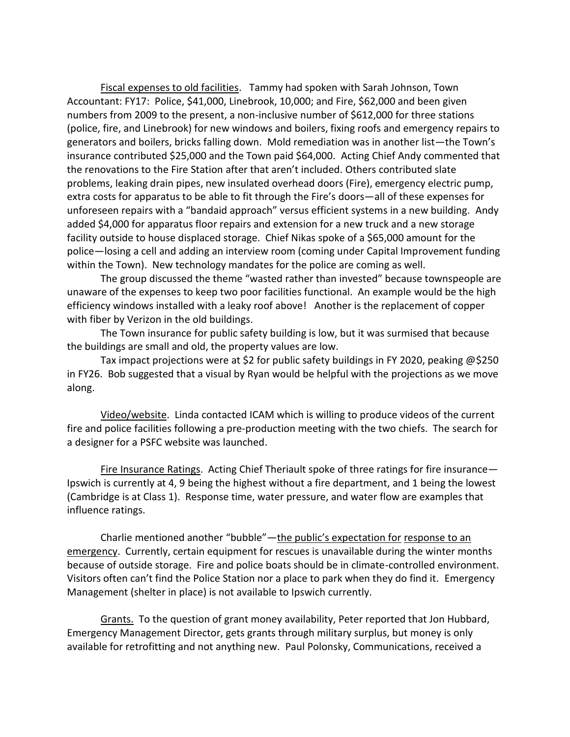<u>Fiscal expenses to old facilities</u>. Tammy had spoken with Sarah Johnson, Town Accountant: FY17: Police, $41,000, Linebrook, 10,000; and Fire, $62,000 and been given numbers from 2009 to the present, a non-inclusive number of $612,000 for three stations (police, fire, and Linebrook) for new windows and boilers, fixing roofs and emergency repairs to generators and boilers, bricks falling down. Mold remediation was in another list—the Town's insurance contributed $25,000 and the Town paid $64,000. Acting Chief Andy commented that the renovations to the Fire Station after that aren't included. Others contributed slate problems, leaking drain pipes, new insulated overhead doors (Fire), emergency electric pump, extra costs for apparatus to be able to fit through the Fire's doors—all of these expenses for unforeseen repairs with a "bandaid approach" versus efficient systems in a new building. Andy added $4,000 for apparatus floor repairs and extension for a new truck and a new storage facility outside to house displaced storage. Chief Nikas spoke of a $65,000 amount for the police—losing a cell and adding an interview room (coming under Capital Improvement funding within the Town). New technology mandates for the police are coming as well.

The group discussed the theme "wasted rather than invested" because townspeople are unaware of the expenses to keep two poor facilities functional. An example would be the high efficiency windows installed with a leaky roof above! Another is the replacement of copper with fiber by Verizon in the old buildings.

The Town insurance for public safety building is low, but it was surmised that because the buildings are small and old, the property values are low.

Tax impact projections were at $2 for public safety buildings in FY 2020, peaking @$250 in FY26. Bob suggested that a visual by Ryan would be helpful with the projections as we move along.

<u>Video/website</u>. Linda contacted ICAM which is willing to produce videos of the current fire and police facilities following a pre-production meeting with the two chiefs. The search for a designer for a PSFC website was launched.

<u>Fire Insurance Ratings</u>. Acting Chief Theriault spoke of three ratings for fire insurance—Ipswich is currently at 4, 9 being the highest without a fire department, and 1 being the lowest (Cambridge is at Class 1). Response time, water pressure, and water flow are examples that influence ratings.

Charlie mentioned another "bubble"—<u>the public's expectation for response to an emergency</u>. Currently, certain equipment for rescues is unavailable during the winter months because of outside storage. Fire and police boats should be in climate-controlled environment. Visitors often can't find the Police Station nor a place to park when they do find it. Emergency Management (shelter in place) is not available to Ipswich currently.

<u>Grants.</u> To the question of grant money availability, Peter reported that Jon Hubbard, Emergency Management Director, gets grants through military surplus, but money is only available for retrofitting and not anything new. Paul Polonsky, Communications, received a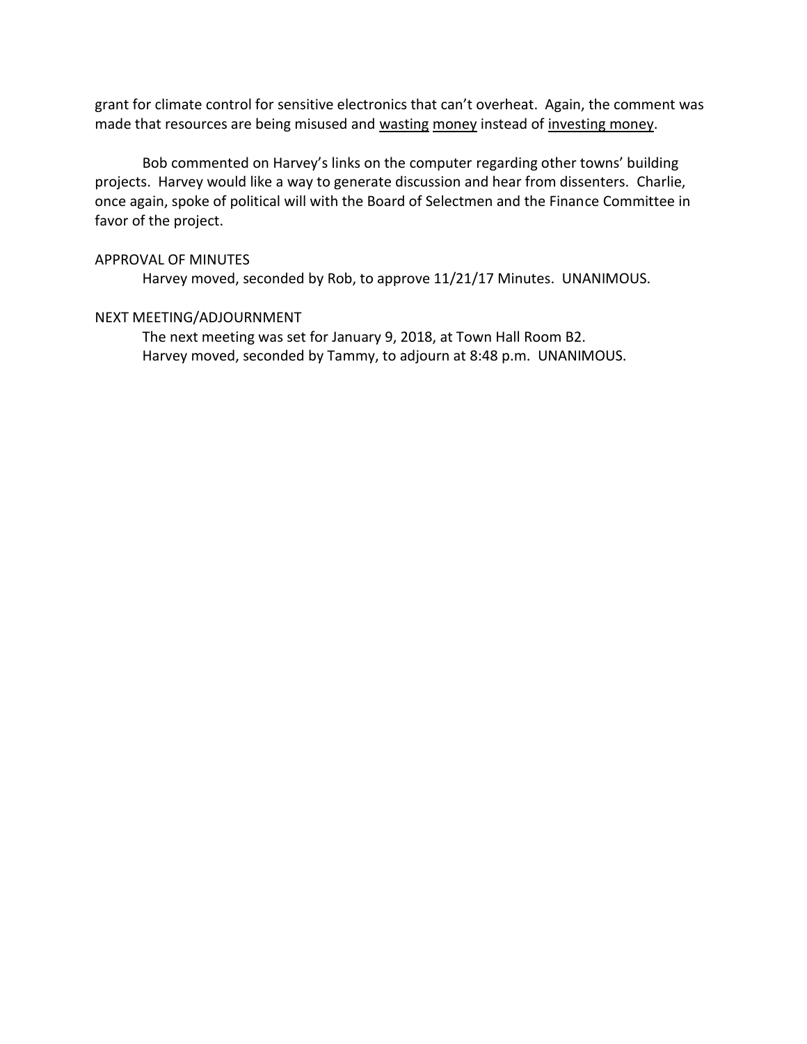grant for climate control for sensitive electronics that can't overheat. Again, the comment was made that resources are being misused and <u>wasting</u> <u>money</u> instead of <u>investing money</u>.

Bob commented on Harvey's links on the computer regarding other towns' building projects. Harvey would like a way to generate discussion and hear from dissenters. Charlie, once again, spoke of political will with the Board of Selectmen and the Finance Committee in favor of the project.

APPROVAL OF MINUTES

Harvey moved, seconded by Rob, to approve 11/21/17 Minutes. UNANIMOUS.

NEXT MEETING/ADJOURNMENT

The next meeting was set for January 9, 2018, at Town Hall Room B2.
Harvey moved, seconded by Tammy, to adjourn at 8:48 p.m. UNANIMOUS.